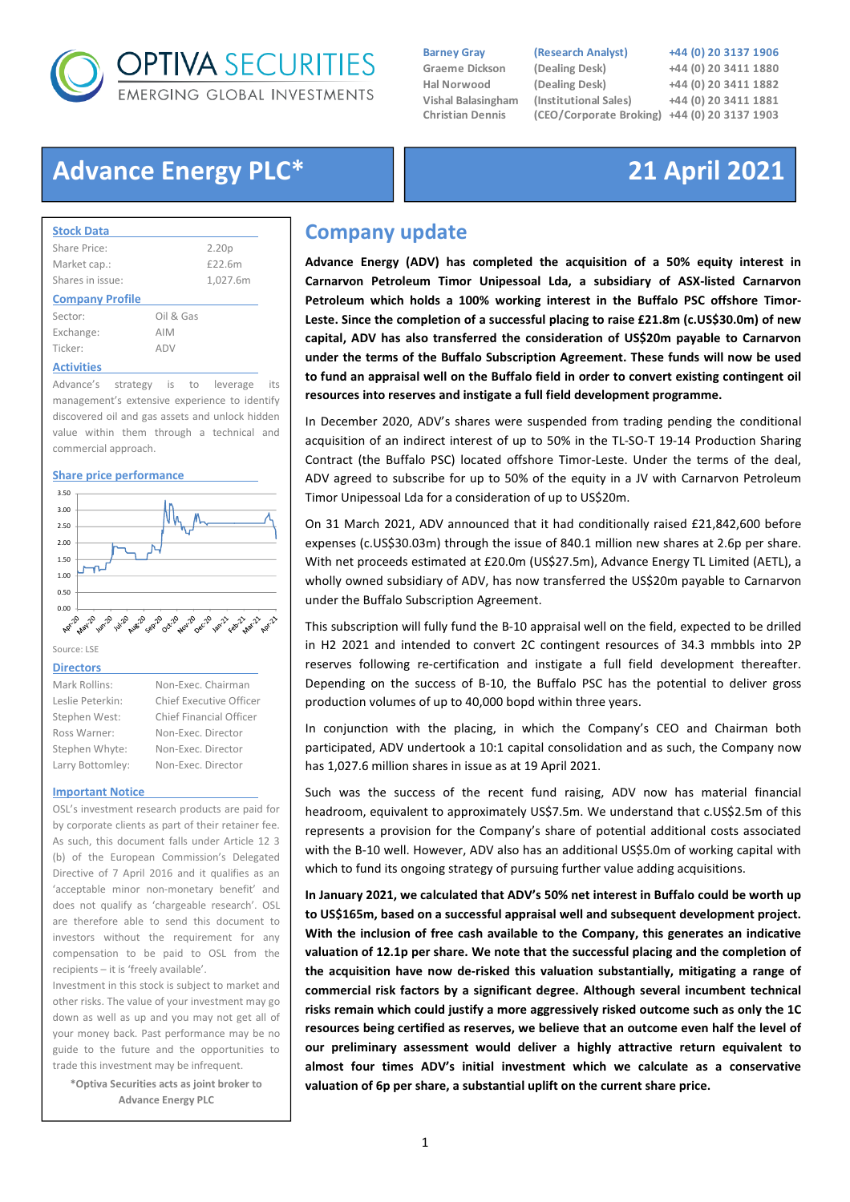# OPTIVA SECURITIES
EMERGING GLOBAL INVESTMENTS

| | | |
|---|---|---|
| Barney Gray | (Research Analyst) | +44 (0) 20 3137 1906 |
| Graeme Dickson | (Dealing Desk) | +44 (0) 20 3411 1880 |
| Hal Norwood | (Dealing Desk) | +44 (0) 20 3411 1882 |
| Vishal Balasingham | (Institutional Sales) | +44 (0) 20 3411 1881 |
| Christian Dennis | (CEO/Corporate Broking) | +44 (0) 20 3137 1903 |

# Advance Energy PLC*

## 21 April 2021

### Stock Data

| | |
|---|---|
| Share Price: | 2.20p |
| Market cap.: | £22.6m |
| Shares in issue: | 1,027.6m |

### Company Profile

| | |
|---|---|
| Sector: | Oil & Gas |
| Exchange: | AIM |
| Ticker: | ADV |

### Activities

Advance's strategy is to leverage its management's extensive experience to identify discovered oil and gas assets and unlock hidden value within them through a technical and commercial approach.

### Share price performance

Source: LSE

### Directors

| | |
|---|---|
| Mark Rollins: | Non-Exec. Chairman |
| Leslie Peterkin: | Chief Executive Officer |
| Stephen West: | Chief Financial Officer |
| Ross Warner: | Non-Exec. Director |
| Stephen Whyte: | Non-Exec. Director |
| Larry Bottomley: | Non-Exec. Director |

### Important Notice

OSL's investment research products are paid for by corporate clients as part of their retainer fee. As such, this document falls under Article 12 3 (b) of the European Commission's Delegated Directive of 7 April 2016 and it qualifies as an 'acceptable minor non-monetary benefit' and does not qualify as 'chargeable research'. OSL are therefore able to send this document to investors without the requirement for any compensation to be paid to OSL from the recipients – it is 'freely available'.

Investment in this stock is subject to market and other risks. The value of your investment may go down as well as up and you may not get all of your money back. Past performance may be no guide to the future and the opportunities to trade this investment may be infrequent.

**\*Optiva Securities acts as joint broker to Advance Energy PLC**

## Company update

**Advance Energy (ADV) has completed the acquisition of a 50% equity interest in Carnarvon Petroleum Timor Unipessoal Lda, a subsidiary of ASX-listed Carnarvon Petroleum which holds a 100% working interest in the Buffalo PSC offshore Timor-Leste. Since the completion of a successful placing to raise £21.8m (c.US$30.0m) of new capital, ADV has also transferred the consideration of US$20m payable to Carnarvon under the terms of the Buffalo Subscription Agreement. These funds will now be used to fund an appraisal well on the Buffalo field in order to convert existing contingent oil resources into reserves and instigate a full field development programme.**

In December 2020, ADV's shares were suspended from trading pending the conditional acquisition of an indirect interest of up to 50% in the TL-SO-T 19-14 Production Sharing Contract (the Buffalo PSC) located offshore Timor-Leste. Under the terms of the deal, ADV agreed to subscribe for up to 50% of the equity in a JV with Carnarvon Petroleum Timor Unipessoal Lda for a consideration of up to US$20m.

On 31 March 2021, ADV announced that it had conditionally raised £21,842,600 before expenses (c.US$30.03m) through the issue of 840.1 million new shares at 2.6p per share. With net proceeds estimated at £20.0m (US$27.5m), Advance Energy TL Limited (AETL), a wholly owned subsidiary of ADV, has now transferred the US$20m payable to Carnarvon under the Buffalo Subscription Agreement.

This subscription will fully fund the B-10 appraisal well on the field, expected to be drilled in H2 2021 and intended to convert 2C contingent resources of 34.3 mmbbls into 2P reserves following re-certification and instigate a full field development thereafter. Depending on the success of B-10, the Buffalo PSC has the potential to deliver gross production volumes of up to 40,000 bopd within three years.

In conjunction with the placing, in which the Company's CEO and Chairman both participated, ADV undertook a 10:1 capital consolidation and as such, the Company now has 1,027.6 million shares in issue as at 19 April 2021.

Such was the success of the recent fund raising, ADV now has material financial headroom, equivalent to approximately US$7.5m. We understand that c.US$2.5m of this represents a provision for the Company's share of potential additional costs associated with the B-10 well. However, ADV also has an additional US$5.0m of working capital with which to fund its ongoing strategy of pursuing further value adding acquisitions.

**In January 2021, we calculated that ADV's 50% net interest in Buffalo could be worth up to US$165m, based on a successful appraisal well and subsequent development project. With the inclusion of free cash available to the Company, this generates an indicative valuation of 12.1p per share. We note that the successful placing and the completion of the acquisition have now de-risked this valuation substantially, mitigating a range of commercial risk factors by a significant degree. Although several incumbent technical risks remain which could justify a more aggressively risked outcome such as only the 1C resources being certified as reserves, we believe that an outcome even half the level of our preliminary assessment would deliver a highly attractive return equivalent to almost four times ADV's initial investment which we calculate as a conservative valuation of 6p per share, a substantial uplift on the current share price.**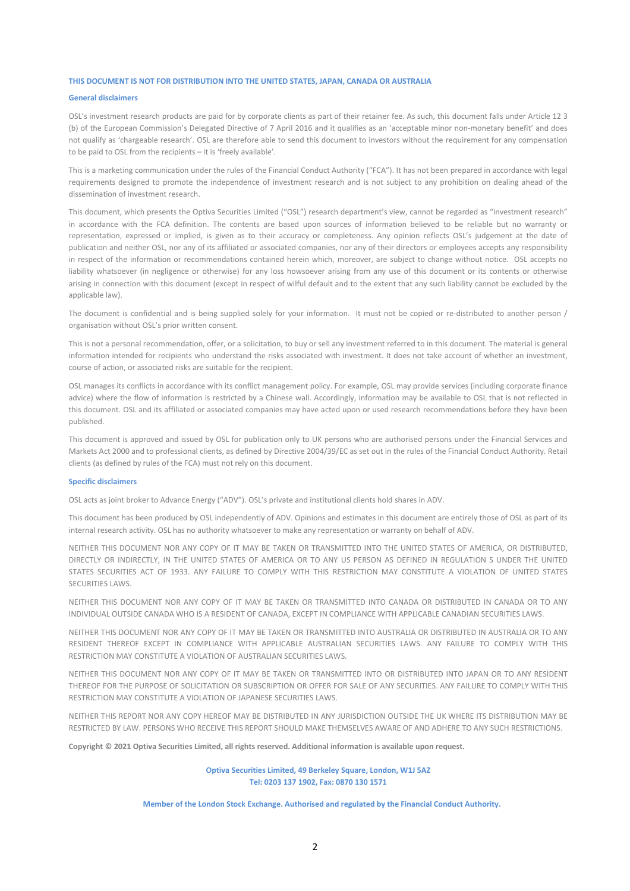**THIS DOCUMENT IS NOT FOR DISTRIBUTION INTO THE UNITED STATES, JAPAN, CANADA OR AUSTRALIA**

## General disclaimers

OSL's investment research products are paid for by corporate clients as part of their retainer fee. As such, this document falls under Article 12 3 (b) of the European Commission's Delegated Directive of 7 April 2016 and it qualifies as an 'acceptable minor non-monetary benefit' and does not qualify as 'chargeable research'. OSL are therefore able to send this document to investors without the requirement for any compensation to be paid to OSL from the recipients – it is 'freely available'.

This is a marketing communication under the rules of the Financial Conduct Authority ("FCA"). It has not been prepared in accordance with legal requirements designed to promote the independence of investment research and is not subject to any prohibition on dealing ahead of the dissemination of investment research.

This document, which presents the Optiva Securities Limited ("OSL") research department's view, cannot be regarded as "investment research" in accordance with the FCA definition. The contents are based upon sources of information believed to be reliable but no warranty or representation, expressed or implied, is given as to their accuracy or completeness. Any opinion reflects OSL's judgement at the date of publication and neither OSL, nor any of its affiliated or associated companies, nor any of their directors or employees accepts any responsibility in respect of the information or recommendations contained herein which, moreover, are subject to change without notice. OSL accepts no liability whatsoever (in negligence or otherwise) for any loss howsoever arising from any use of this document or its contents or otherwise arising in connection with this document (except in respect of wilful default and to the extent that any such liability cannot be excluded by the applicable law).

The document is confidential and is being supplied solely for your information. It must not be copied or re-distributed to another person / organisation without OSL's prior written consent.

This is not a personal recommendation, offer, or a solicitation, to buy or sell any investment referred to in this document. The material is general information intended for recipients who understand the risks associated with investment. It does not take account of whether an investment, course of action, or associated risks are suitable for the recipient.

OSL manages its conflicts in accordance with its conflict management policy. For example, OSL may provide services (including corporate finance advice) where the flow of information is restricted by a Chinese wall. Accordingly, information may be available to OSL that is not reflected in this document. OSL and its affiliated or associated companies may have acted upon or used research recommendations before they have been published.

This document is approved and issued by OSL for publication only to UK persons who are authorised persons under the Financial Services and Markets Act 2000 and to professional clients, as defined by Directive 2004/39/EC as set out in the rules of the Financial Conduct Authority. Retail clients (as defined by rules of the FCA) must not rely on this document.

## Specific disclaimers

OSL acts as joint broker to Advance Energy ("ADV"). OSL's private and institutional clients hold shares in ADV.

This document has been produced by OSL independently of ADV. Opinions and estimates in this document are entirely those of OSL as part of its internal research activity. OSL has no authority whatsoever to make any representation or warranty on behalf of ADV.

NEITHER THIS DOCUMENT NOR ANY COPY OF IT MAY BE TAKEN OR TRANSMITTED INTO THE UNITED STATES OF AMERICA, OR DISTRIBUTED, DIRECTLY OR INDIRECTLY, IN THE UNITED STATES OF AMERICA OR TO ANY US PERSON AS DEFINED IN REGULATION S UNDER THE UNITED STATES SECURITIES ACT OF 1933. ANY FAILURE TO COMPLY WITH THIS RESTRICTION MAY CONSTITUTE A VIOLATION OF UNITED STATES SECURITIES LAWS.

NEITHER THIS DOCUMENT NOR ANY COPY OF IT MAY BE TAKEN OR TRANSMITTED INTO CANADA OR DISTRIBUTED IN CANADA OR TO ANY INDIVIDUAL OUTSIDE CANADA WHO IS A RESIDENT OF CANADA, EXCEPT IN COMPLIANCE WITH APPLICABLE CANADIAN SECURITIES LAWS.

NEITHER THIS DOCUMENT NOR ANY COPY OF IT MAY BE TAKEN OR TRANSMITTED INTO AUSTRALIA OR DISTRIBUTED IN AUSTRALIA OR TO ANY RESIDENT THEREOF EXCEPT IN COMPLIANCE WITH APPLICABLE AUSTRALIAN SECURITIES LAWS. ANY FAILURE TO COMPLY WITH THIS RESTRICTION MAY CONSTITUTE A VIOLATION OF AUSTRALIAN SECURITIES LAWS.

NEITHER THIS DOCUMENT NOR ANY COPY OF IT MAY BE TAKEN OR TRANSMITTED INTO OR DISTRIBUTED INTO JAPAN OR TO ANY RESIDENT THEREOF FOR THE PURPOSE OF SOLICITATION OR SUBSCRIPTION OR OFFER FOR SALE OF ANY SECURITIES. ANY FAILURE TO COMPLY WITH THIS RESTRICTION MAY CONSTITUTE A VIOLATION OF JAPANESE SECURITIES LAWS.

NEITHER THIS REPORT NOR ANY COPY HEREOF MAY BE DISTRIBUTED IN ANY JURISDICTION OUTSIDE THE UK WHERE ITS DISTRIBUTION MAY BE RESTRICTED BY LAW. PERSONS WHO RECEIVE THIS REPORT SHOULD MAKE THEMSELVES AWARE OF AND ADHERE TO ANY SUCH RESTRICTIONS.

**Copyright © 2021 Optiva Securities Limited, all rights reserved. Additional information is available upon request.**

**Optiva Securities Limited, 49 Berkeley Square, London, W1J 5AZ**
**Tel: 0203 137 1902, Fax: 0870 130 1571**

**Member of the London Stock Exchange. Authorised and regulated by the Financial Conduct Authority.**